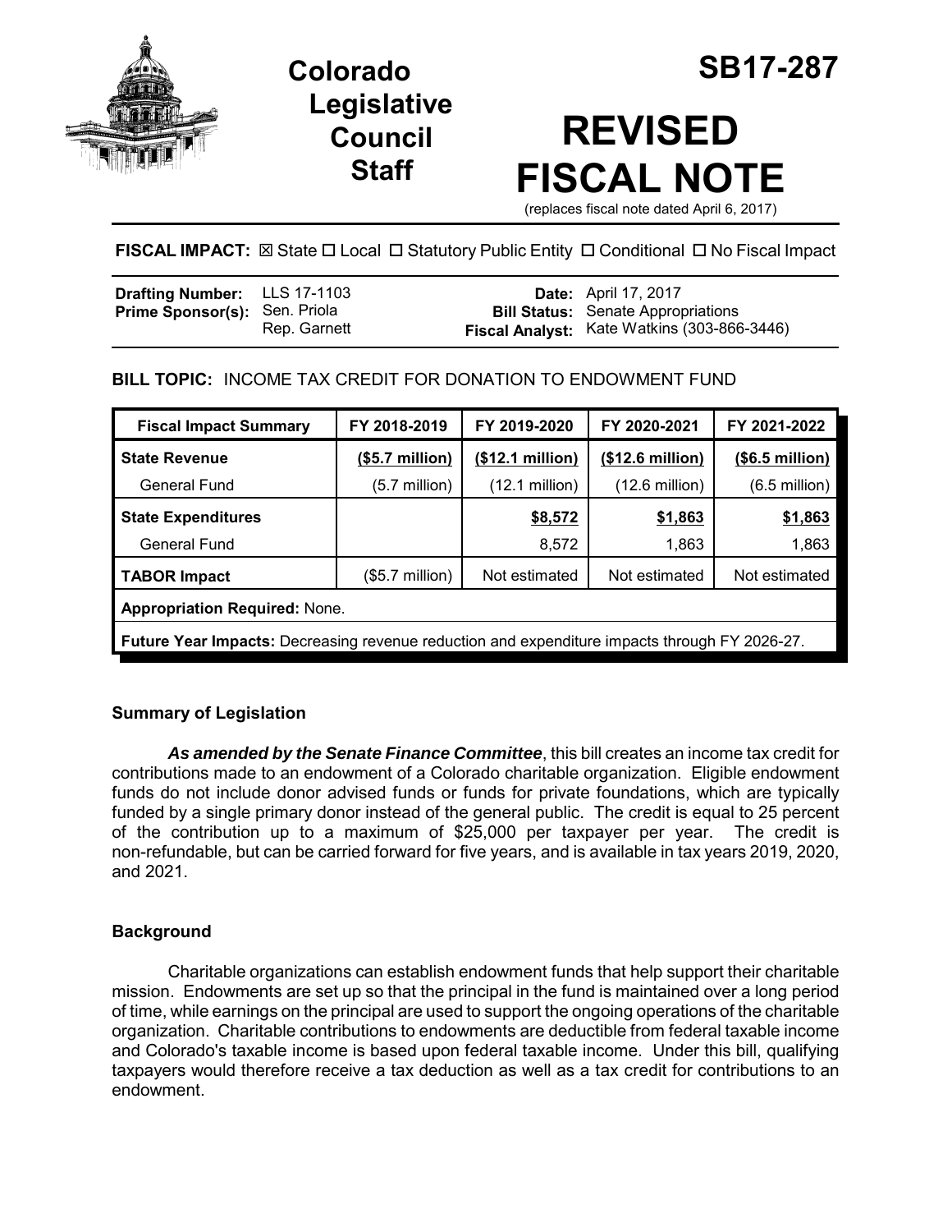# Colorado Legislative Council Staff

# SB17-287

# REVISED FISCAL NOTE

(replaces fiscal note dated April 6, 2017)

**FISCAL IMPACT:** ☒ State ☐ Local ☐ Statutory Public Entity ☐ Conditional ☐ No Fiscal Impact

| | | | |
|---|---|---|---|
| **Drafting Number:** | LLS 17-1103 | **Date:** | April 17, 2017 |
| **Prime Sponsor(s):** | Sen. Priola<br>Rep. Garnett | **Bill Status:** | Senate Appropriations |
| | | **Fiscal Analyst:** | Kate Watkins (303-866-3446) |

**BILL TOPIC:** INCOME TAX CREDIT FOR DONATION TO ENDOWMENT FUND

| Fiscal Impact Summary | FY 2018-2019 | FY 2019-2020 | FY 2020-2021 | FY 2021-2022 |
|---|---|---|---|---|
| **State Revenue** | **($5.7 million)** | **($12.1 million)** | **($12.6 million)** | **($6.5 million)** |
| General Fund | (5.7 million) | (12.1 million) | (12.6 million) | (6.5 million) |
| **State Expenditures** | | **$8,572** | **$1,863** | **$1,863** |
| General Fund | | 8,572 | 1,863 | 1,863 |
| **TABOR Impact** | ($5.7 million) | Not estimated | Not estimated | Not estimated |
| **Appropriation Required:** None. | | | | |
| **Future Year Impacts:** Decreasing revenue reduction and expenditure impacts through FY 2026-27. | | | | |

## Summary of Legislation

***As amended by the Senate Finance Committee***, this bill creates an income tax credit for contributions made to an endowment of a Colorado charitable organization. Eligible endowment funds do not include donor advised funds or funds for private foundations, which are typically funded by a single primary donor instead of the general public. The credit is equal to 25 percent of the contribution up to a maximum of $25,000 per taxpayer per year. The credit is non-refundable, but can be carried forward for five years, and is available in tax years 2019, 2020, and 2021.

## Background

Charitable organizations can establish endowment funds that help support their charitable mission. Endowments are set up so that the principal in the fund is maintained over a long period of time, while earnings on the principal are used to support the ongoing operations of the charitable organization. Charitable contributions to endowments are deductible from federal taxable income and Colorado's taxable income is based upon federal taxable income. Under this bill, qualifying taxpayers would therefore receive a tax deduction as well as a tax credit for contributions to an endowment.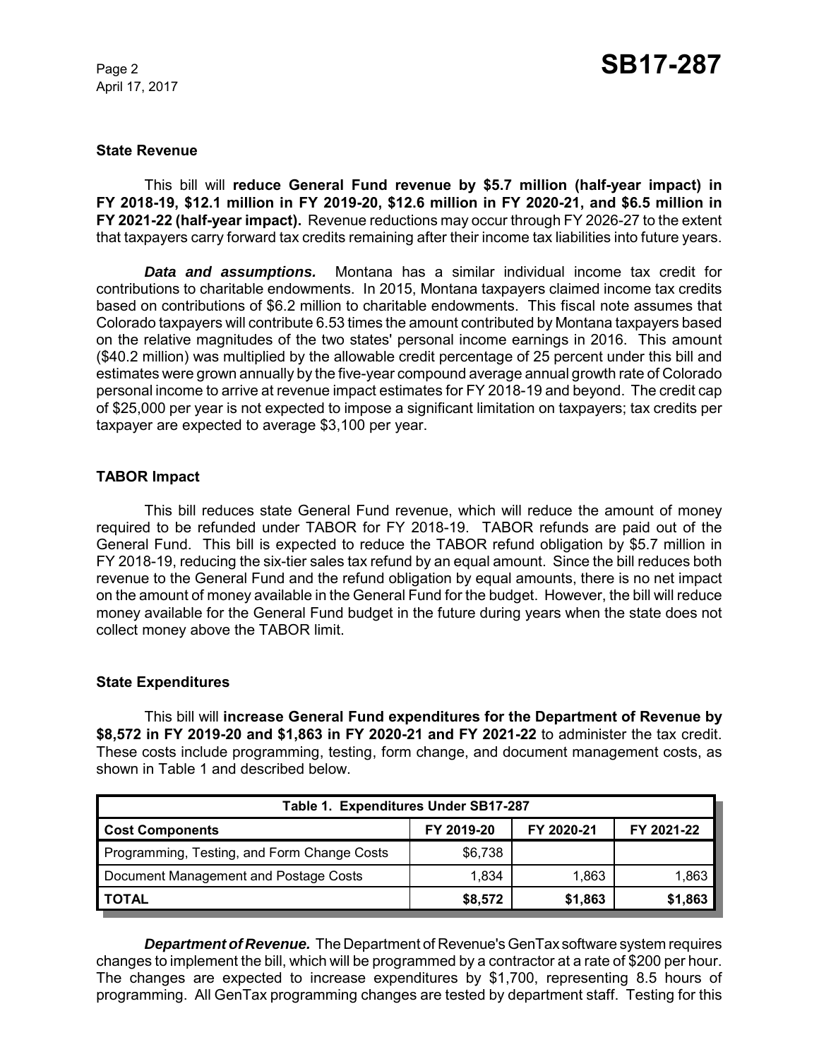## State Revenue

This bill will **reduce General Fund revenue by $5.7 million (half-year impact) in FY 2018-19, $12.1 million in FY 2019-20, $12.6 million in FY 2020-21, and $6.5 million in FY 2021-22 (half-year impact).** Revenue reductions may occur through FY 2026-27 to the extent that taxpayers carry forward tax credits remaining after their income tax liabilities into future years.

***Data and assumptions.*** Montana has a similar individual income tax credit for contributions to charitable endowments. In 2015, Montana taxpayers claimed income tax credits based on contributions of $6.2 million to charitable endowments. This fiscal note assumes that Colorado taxpayers will contribute 6.53 times the amount contributed by Montana taxpayers based on the relative magnitudes of the two states' personal income earnings in 2016. This amount ($40.2 million) was multiplied by the allowable credit percentage of 25 percent under this bill and estimates were grown annually by the five-year compound average annual growth rate of Colorado personal income to arrive at revenue impact estimates for FY 2018-19 and beyond. The credit cap of $25,000 per year is not expected to impose a significant limitation on taxpayers; tax credits per taxpayer are expected to average $3,100 per year.

## TABOR Impact

This bill reduces state General Fund revenue, which will reduce the amount of money required to be refunded under TABOR for FY 2018-19. TABOR refunds are paid out of the General Fund. This bill is expected to reduce the TABOR refund obligation by $5.7 million in FY 2018-19, reducing the six-tier sales tax refund by an equal amount. Since the bill reduces both revenue to the General Fund and the refund obligation by equal amounts, there is no net impact on the amount of money available in the General Fund for the budget. However, the bill will reduce money available for the General Fund budget in the future during years when the state does not collect money above the TABOR limit.

## State Expenditures

This bill will **increase General Fund expenditures for the Department of Revenue by $8,572 in FY 2019-20 and $1,863 in FY 2020-21 and FY 2021-22** to administer the tax credit. These costs include programming, testing, form change, and document management costs, as shown in Table 1 and described below.

| Table 1. Expenditures Under SB17-287 | | | |
|---|---|---|---|
| **Cost Components** | **FY 2019-20** | **FY 2020-21** | **FY 2021-22** |
| Programming, Testing, and Form Change Costs | $6,738 | | |
| Document Management and Postage Costs | 1,834 | 1,863 | 1,863 |
| **TOTAL** | **$8,572** | **$1,863** | **$1,863** |

***Department of Revenue.*** The Department of Revenue's GenTax software system requires changes to implement the bill, which will be programmed by a contractor at a rate of $200 per hour. The changes are expected to increase expenditures by $1,700, representing 8.5 hours of programming. All GenTax programming changes are tested by department staff. Testing for this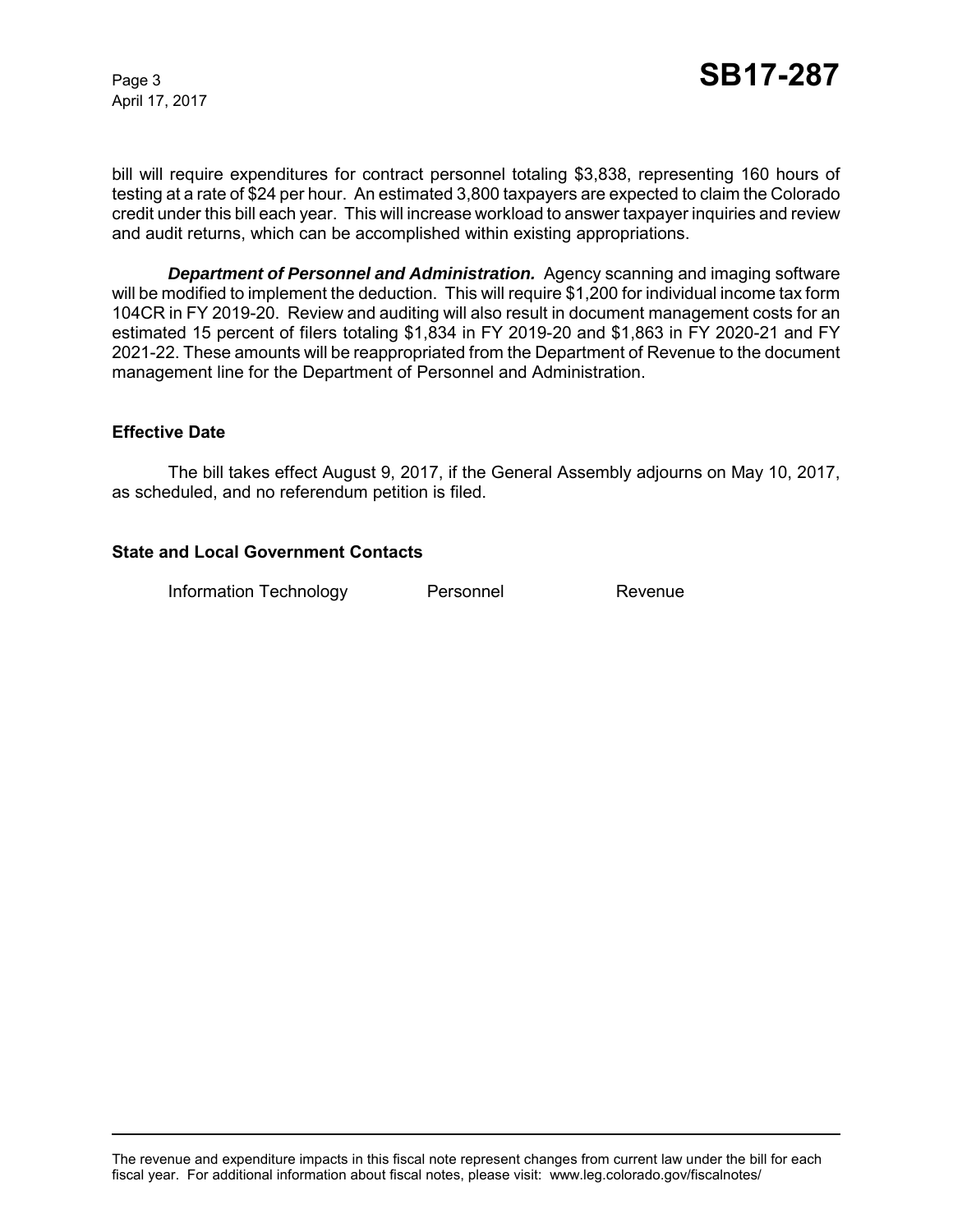bill will require expenditures for contract personnel totaling $3,838, representing 160 hours of testing at a rate of $24 per hour. An estimated 3,800 taxpayers are expected to claim the Colorado credit under this bill each year. This will increase workload to answer taxpayer inquiries and review and audit returns, which can be accomplished within existing appropriations.

***Department of Personnel and Administration.*** Agency scanning and imaging software will be modified to implement the deduction. This will require $1,200 for individual income tax form 104CR in FY 2019-20. Review and auditing will also result in document management costs for an estimated 15 percent of filers totaling $1,834 in FY 2019-20 and $1,863 in FY 2020-21 and FY 2021-22. These amounts will be reappropriated from the Department of Revenue to the document management line for the Department of Personnel and Administration.

**Effective Date**

The bill takes effect August 9, 2017, if the General Assembly adjourns on May 10, 2017, as scheduled, and no referendum petition is filed.

**State and Local Government Contacts**

| | | |
|---|---|---|
| Information Technology | Personnel | Revenue |

The revenue and expenditure impacts in this fiscal note represent changes from current law under the bill for each fiscal year. For additional information about fiscal notes, please visit: www.leg.colorado.gov/fiscalnotes/